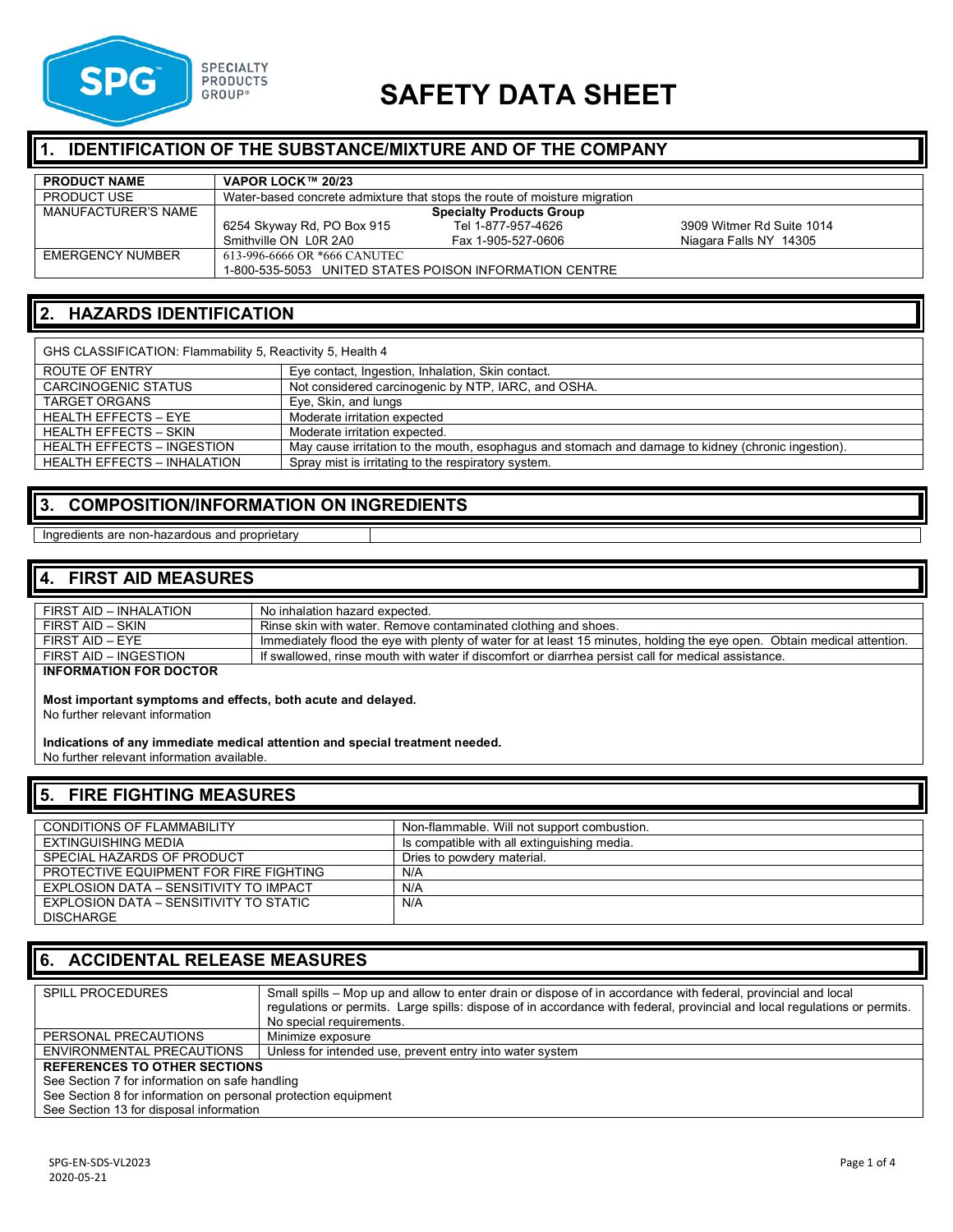SPG SPECIALTY PRODUCTS GROUP®

# SAFETY DATA SHEET

## 1. IDENTIFICATION OF THE SUBSTANCE/MIXTURE AND OF THE COMPANY

| **PRODUCT NAME** | **VAPOR LOCK™ 20/23** |
|---|---|
| PRODUCT USE | Water-based concrete admixture that stops the route of moisture migration |
| MANUFACTURER'S NAME | **Specialty Products Group**<br>6254 Skyway Rd, PO Box 915 Smithville ON L0R 2A0<br>Tel 1-877-957-4626 Fax 1-905-527-0606<br>3909 Witmer Rd Suite 1014 Niagara Falls NY 14305 |
| EMERGENCY NUMBER | 613-996-6666 OR *666 CANUTEC<br>1-800-535-5053 UNITED STATES POISON INFORMATION CENTRE |

## 2. HAZARDS IDENTIFICATION

GHS CLASSIFICATION: Flammability 5, Reactivity 5, Health 4

| | |
|---|---|
| ROUTE OF ENTRY | Eye contact, Ingestion, Inhalation, Skin contact. |
| CARCINOGENIC STATUS | Not considered carcinogenic by NTP, IARC, and OSHA. |
| TARGET ORGANS | Eye, Skin, and lungs |
| HEALTH EFFECTS – EYE | Moderate irritation expected |
| HEALTH EFFECTS – SKIN | Moderate irritation expected. |
| HEALTH EFFECTS – INGESTION | May cause irritation to the mouth, esophagus and stomach and damage to kidney (chronic ingestion). |
| HEALTH EFFECTS – INHALATION | Spray mist is irritating to the respiratory system. |

## 3. COMPOSITION/INFORMATION ON INGREDIENTS

Ingredients are non-hazardous and proprietary

## 4. FIRST AID MEASURES

| | |
|---|---|
| FIRST AID – INHALATION | No inhalation hazard expected. |
| FIRST AID – SKIN | Rinse skin with water. Remove contaminated clothing and shoes. |
| FIRST AID – EYE | Immediately flood the eye with plenty of water for at least 15 minutes, holding the eye open. Obtain medical attention. |
| FIRST AID – INGESTION | If swallowed, rinse mouth with water if discomfort or diarrhea persist call for medical assistance. |

**INFORMATION FOR DOCTOR**

**Most important symptoms and effects, both acute and delayed.**
No further relevant information

**Indications of any immediate medical attention and special treatment needed.**
No further relevant information available.

## 5. FIRE FIGHTING MEASURES

| | |
|---|---|
| CONDITIONS OF FLAMMABILITY | Non-flammable. Will not support combustion. |
| EXTINGUISHING MEDIA | Is compatible with all extinguishing media. |
| SPECIAL HAZARDS OF PRODUCT | Dries to powdery material. |
| PROTECTIVE EQUIPMENT FOR FIRE FIGHTING | N/A |
| EXPLOSION DATA – SENSITIVITY TO IMPACT | N/A |
| EXPLOSION DATA – SENSITIVITY TO STATIC DISCHARGE | N/A |

## 6. ACCIDENTAL RELEASE MEASURES

| | |
|---|---|
| SPILL PROCEDURES | Small spills – Mop up and allow to enter drain or dispose of in accordance with federal, provincial and local regulations or permits. Large spills: dispose of in accordance with federal, provincial and local regulations or permits. No special requirements. |
| PERSONAL PRECAUTIONS | Minimize exposure |
| ENVIRONMENTAL PRECAUTIONS | Unless for intended use, prevent entry into water system |

**REFERENCES TO OTHER SECTIONS**
See Section 7 for information on safe handling
See Section 8 for information on personal protection equipment
See Section 13 for disposal information

SPG-EN-SDS-VL2023
2020-05-21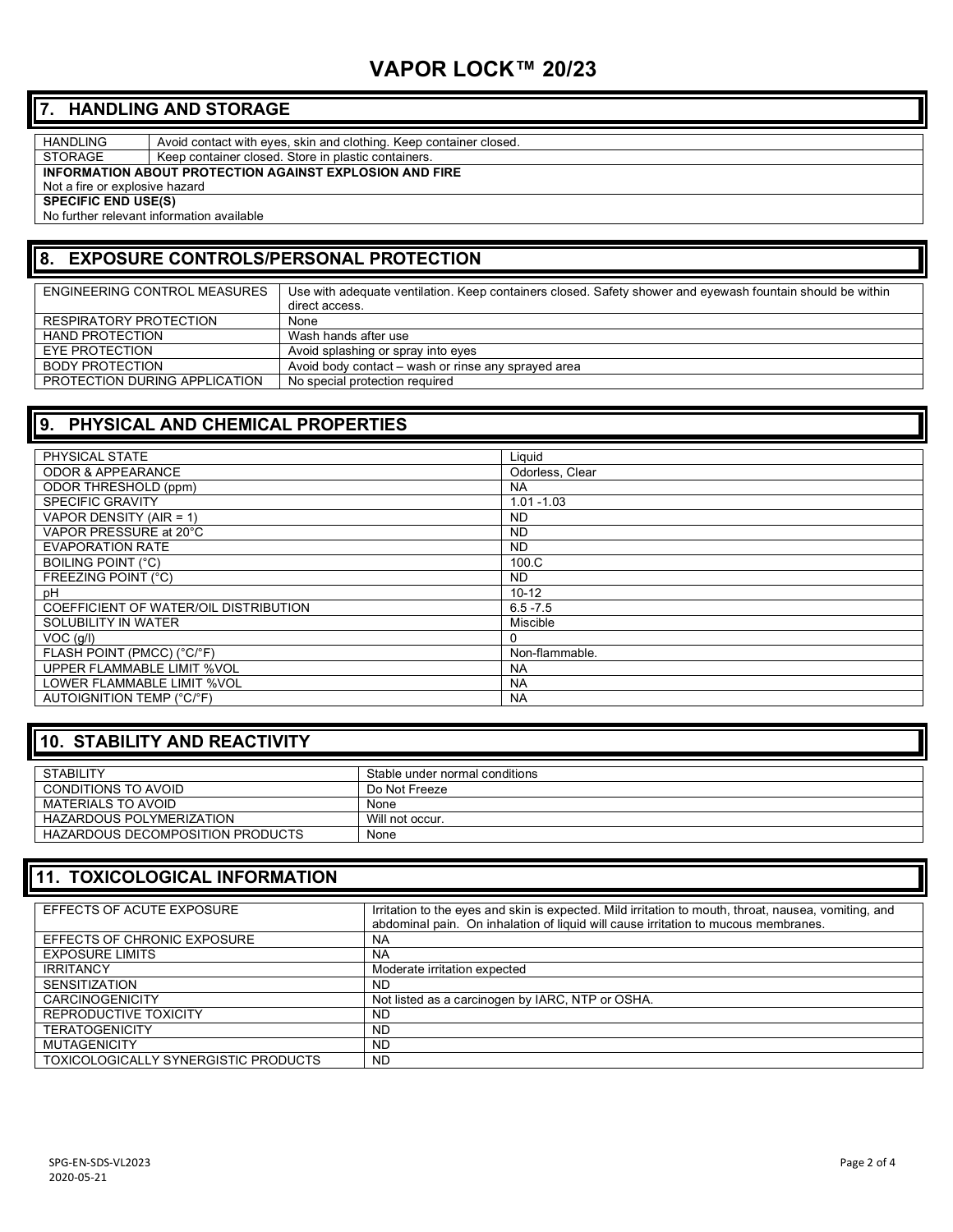# VAPOR LOCK™ 20/23

## 7. HANDLING AND STORAGE

| | |
|---|---|
| HANDLING | Avoid contact with eyes, skin and clothing. Keep container closed. |
| STORAGE | Keep container closed. Store in plastic containers. |

**INFORMATION ABOUT PROTECTION AGAINST EXPLOSION AND FIRE**

Not a fire or explosive hazard

**SPECIFIC END USE(S)**

No further relevant information available

## 8. EXPOSURE CONTROLS/PERSONAL PROTECTION

| | |
|---|---|
| ENGINEERING CONTROL MEASURES | Use with adequate ventilation. Keep containers closed. Safety shower and eyewash fountain should be within direct access. |
| RESPIRATORY PROTECTION | None |
| HAND PROTECTION | Wash hands after use |
| EYE PROTECTION | Avoid splashing or spray into eyes |
| BODY PROTECTION | Avoid body contact – wash or rinse any sprayed area |
| PROTECTION DURING APPLICATION | No special protection required |

## 9. PHYSICAL AND CHEMICAL PROPERTIES

| | |
|---|---|
| PHYSICAL STATE | Liquid |
| ODOR & APPEARANCE | Odorless, Clear |
| ODOR THRESHOLD (ppm) | NA |
| SPECIFIC GRAVITY | 1.01 -1.03 |
| VAPOR DENSITY (AIR = 1) | ND |
| VAPOR PRESSURE at 20°C | ND |
| EVAPORATION RATE | ND |
| BOILING POINT (°C) | 100.C |
| FREEZING POINT (°C) | ND |
| pH | 10-12 |
| COEFFICIENT OF WATER/OIL DISTRIBUTION | 6.5 -7.5 |
| SOLUBILITY IN WATER | Miscible |
| VOC (g/l) | 0 |
| FLASH POINT (PMCC) (°C/°F) | Non-flammable. |
| UPPER FLAMMABLE LIMIT %VOL | NA |
| LOWER FLAMMABLE LIMIT %VOL | NA |
| AUTOIGNITION TEMP (°C/°F) | NA |

## 10. STABILITY AND REACTIVITY

| | |
|---|---|
| STABILITY | Stable under normal conditions |
| CONDITIONS TO AVOID | Do Not Freeze |
| MATERIALS TO AVOID | None |
| HAZARDOUS POLYMERIZATION | Will not occur. |
| HAZARDOUS DECOMPOSITION PRODUCTS | None |

## 11. TOXICOLOGICAL INFORMATION

| | |
|---|---|
| EFFECTS OF ACUTE EXPOSURE | Irritation to the eyes and skin is expected. Mild irritation to mouth, throat, nausea, vomiting, and abdominal pain. On inhalation of liquid will cause irritation to mucous membranes. |
| EFFECTS OF CHRONIC EXPOSURE | NA |
| EXPOSURE LIMITS | NA |
| IRRITANCY | Moderate irritation expected |
| SENSITIZATION | ND |
| CARCINOGENICITY | Not listed as a carcinogen by IARC, NTP or OSHA. |
| REPRODUCTIVE TOXICITY | ND |
| TERATOGENICITY | ND |
| MUTAGENICITY | ND |
| TOXICOLOGICALLY SYNERGISTIC PRODUCTS | ND |

SPG-EN-SDS-VL2023
2020-05-21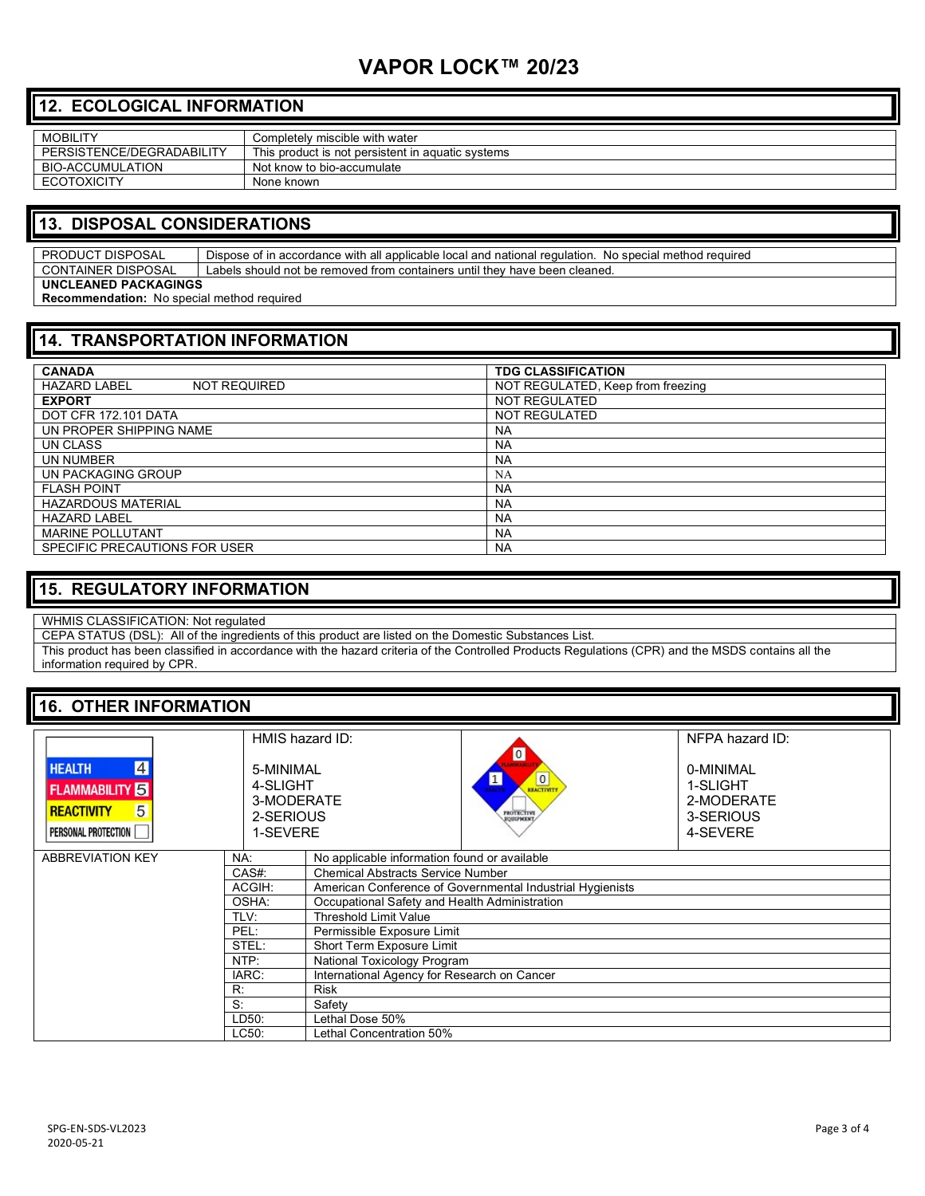# VAPOR LOCK™ 20/23

## 12. ECOLOGICAL INFORMATION

| | |
|---|---|
| MOBILITY | Completely miscible with water |
| PERSISTENCE/DEGRADABILITY | This product is not persistent in aquatic systems |
| BIO-ACCUMULATION | Not know to bio-accumulate |
| ECOTOXICITY | None known |

## 13. DISPOSAL CONSIDERATIONS

| | |
|---|---|
| PRODUCT DISPOSAL | Dispose of in accordance with all applicable local and national regulation. No special method required |
| CONTAINER DISPOSAL | Labels should not be removed from containers until they have been cleaned. |

**UNCLEANED PACKAGINGS**
**Recommendation:** No special method required

## 14. TRANSPORTATION INFORMATION

| **CANADA** | **TDG CLASSIFICATION** |
|---|---|
| HAZARD LABEL NOT REQUIRED | NOT REGULATED, Keep from freezing |
| **EXPORT** | NOT REGULATED |
| DOT CFR 172.101 DATA | NOT REGULATED |
| UN PROPER SHIPPING NAME | NA |
| UN CLASS | NA |
| UN NUMBER | NA |
| UN PACKAGING GROUP | NA |
| FLASH POINT | NA |
| HAZARDOUS MATERIAL | NA |
| HAZARD LABEL | NA |
| MARINE POLLUTANT | NA |
| SPECIFIC PRECAUTIONS FOR USER | NA |

## 15. REGULATORY INFORMATION

WHMIS CLASSIFICATION: Not regulated

CEPA STATUS (DSL): All of the ingredients of this product are listed on the Domestic Substances List.

This product has been classified in accordance with the hazard criteria of the Controlled Products Regulations (CPR) and the MSDS contains all the information required by CPR.

## 16. OTHER INFORMATION

| HMIS | HMIS hazard ID: | NFPA | NFPA hazard ID: |
|---|---|---|---|
| HEALTH 4<br>FLAMMABILITY 5<br>REACTIVITY 5<br>PERSONAL PROTECTION | 5-MINIMAL<br>4-SLIGHT<br>3-MODERATE<br>2-SERIOUS<br>1-SEVERE | Flammability 0<br>Health 1<br>Reactivity 0<br>Protective Equipment | 0-MINIMAL<br>1-SLIGHT<br>2-MODERATE<br>3-SERIOUS<br>4-SEVERE |

| ABBREVIATION KEY | | |
|---|---|---|
| | NA: | No applicable information found or available |
| | CAS#: | Chemical Abstracts Service Number |
| | ACGIH: | American Conference of Governmental Industrial Hygienists |
| | OSHA: | Occupational Safety and Health Administration |
| | TLV: | Threshold Limit Value |
| | PEL: | Permissible Exposure Limit |
| | STEL: | Short Term Exposure Limit |
| | NTP: | National Toxicology Program |
| | IARC: | International Agency for Research on Cancer |
| | R: | Risk |
| | S: | Safety |
| | LD50: | Lethal Dose 50% |
| | LC50: | Lethal Concentration 50% |

SPG-EN-SDS-VL2023
2020-05-21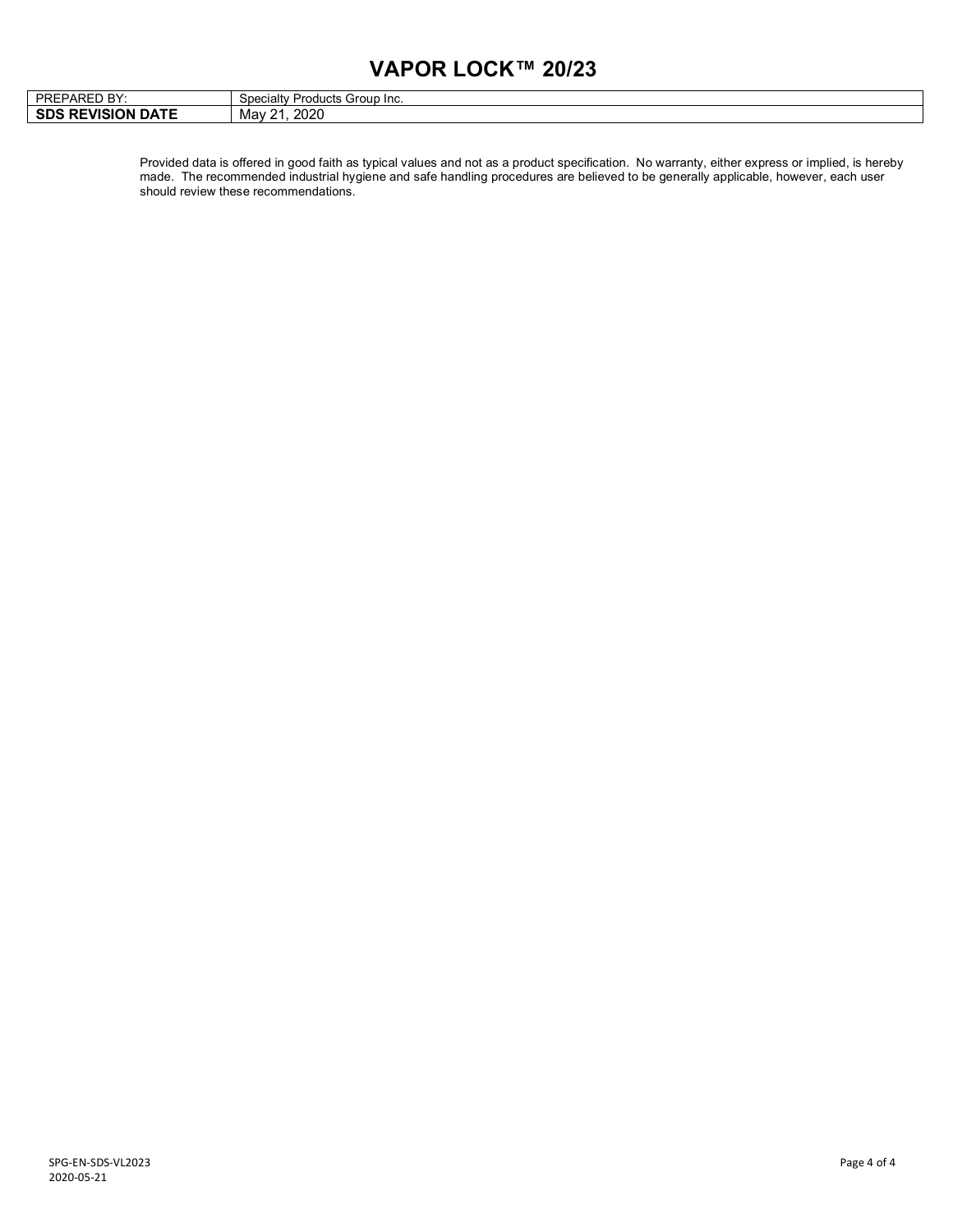| | |
|---|---|
| PREPARED BY: | Specialty Products Group Inc. |
| **SDS REVISION DATE** | May 21, 2020 |

Provided data is offered in good faith as typical values and not as a product specification. No warranty, either express or implied, is hereby made. The recommended industrial hygiene and safe handling procedures are believed to be generally applicable, however, each user should review these recommendations.